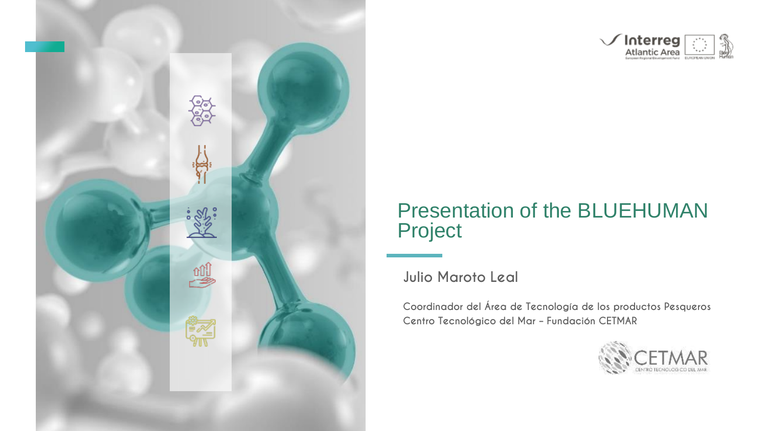# Presentation of the BLUEHUMAN Project

**Julio Maroto Leal**

Coordinador del Área de Tecnología de los productos Pesqueros
Centro Tecnológico del Mar – Fundación CETMAR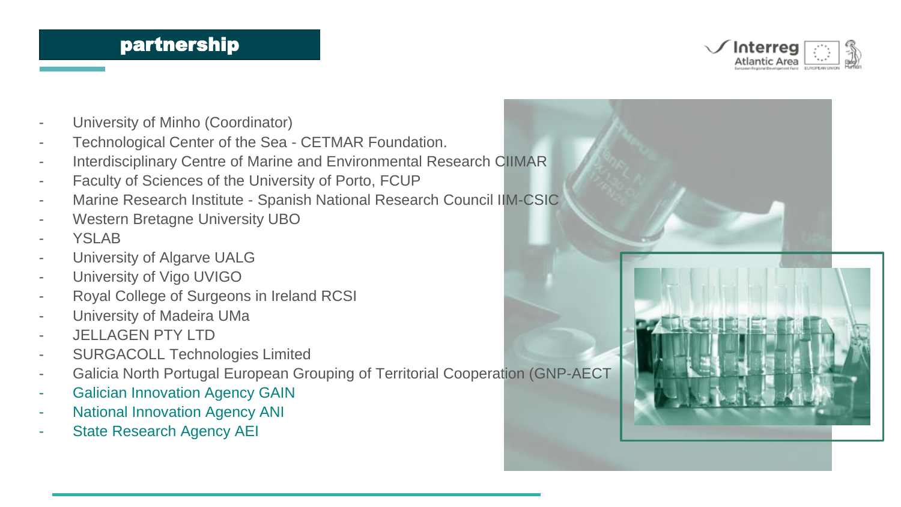## partnership

- University of Minho (Coordinator)
- Technological Center of the Sea - CETMAR Foundation.
- Interdisciplinary Centre of Marine and Environmental Research CIIMAR
- Faculty of Sciences of the University of Porto, FCUP
- Marine Research Institute - Spanish National Research Council IIM-CSIC
- Western Bretagne University UBO
- YSLAB
- University of Algarve UALG
- University of Vigo UVIGO
- Royal College of Surgeons in Ireland RCSI
- University of Madeira UMa
- JELLAGEN PTY LTD
- SURGACOLL Technologies Limited
- Galicia North Portugal European Grouping of Territorial Cooperation (GNP-AECT
- Galician Innovation Agency GAIN
- National Innovation Agency ANI
- State Research Agency AEI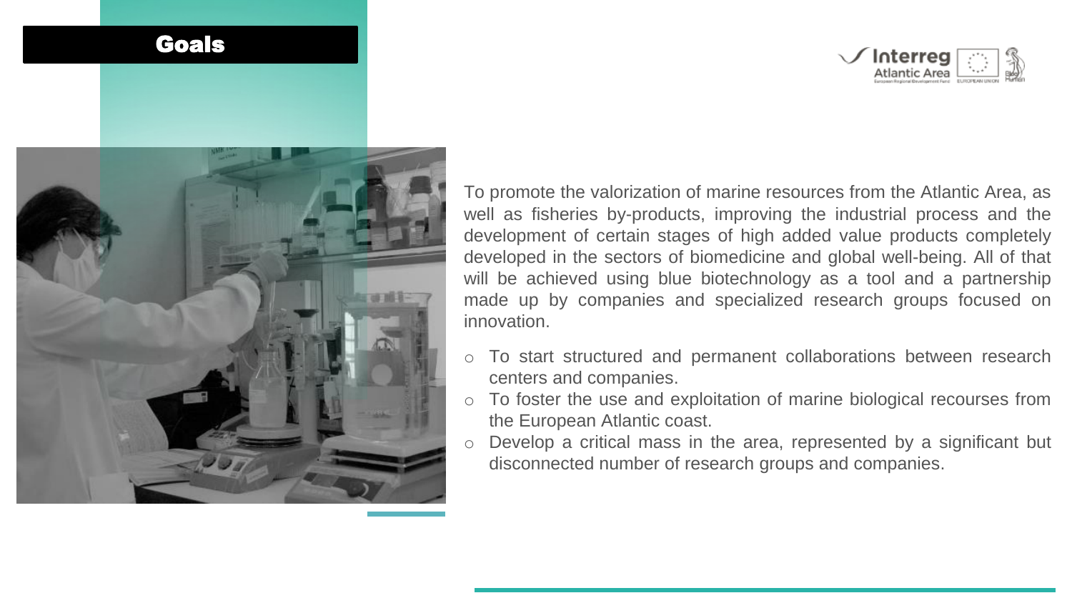# Goals

To promote the valorization of marine resources from the Atlantic Area, as well as fisheries by-products, improving the industrial process and the development of certain stages of high added value products completely developed in the sectors of biomedicine and global well-being. All of that will be achieved using blue biotechnology as a tool and a partnership made up by companies and specialized research groups focused on innovation.

- To start structured and permanent collaborations between research centers and companies.
- To foster the use and exploitation of marine biological recourses from the European Atlantic coast.
- Develop a critical mass in the area, represented by a significant but disconnected number of research groups and companies.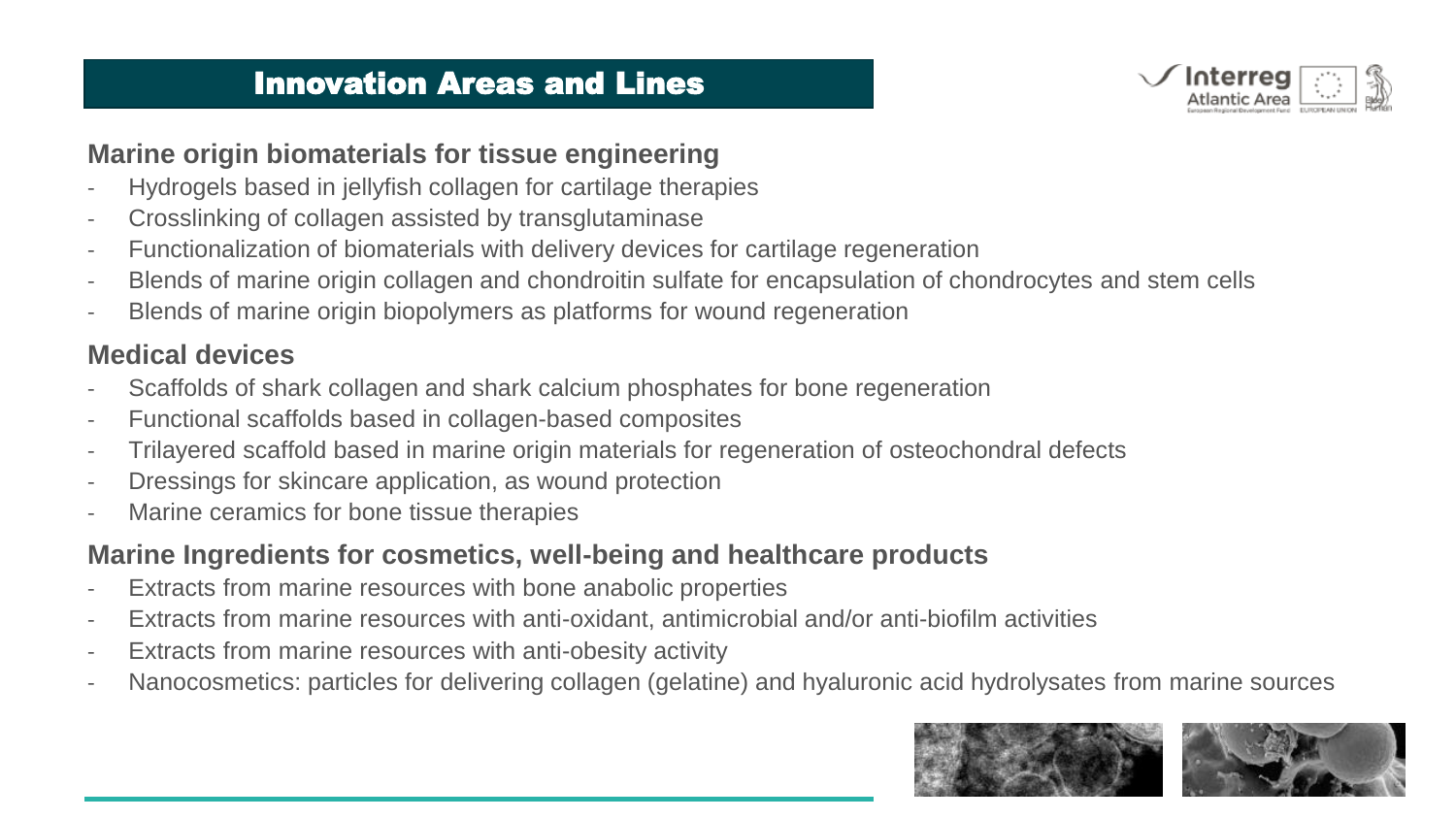# Innovation Areas and Lines

## Marine origin biomaterials for tissue engineering

- Hydrogels based in jellyfish collagen for cartilage therapies
- Crosslinking of collagen assisted by transglutaminase
- Functionalization of biomaterials with delivery devices for cartilage regeneration
- Blends of marine origin collagen and chondroitin sulfate for encapsulation of chondrocytes and stem cells
- Blends of marine origin biopolymers as platforms for wound regeneration

## Medical devices

- Scaffolds of shark collagen and shark calcium phosphates for bone regeneration
- Functional scaffolds based in collagen-based composites
- Trilayered scaffold based in marine origin materials for regeneration of osteochondral defects
- Dressings for skincare application, as wound protection
- Marine ceramics for bone tissue therapies

## Marine Ingredients for cosmetics, well-being and healthcare products

- Extracts from marine resources with bone anabolic properties
- Extracts from marine resources with anti-oxidant, antimicrobial and/or anti-biofilm activities
- Extracts from marine resources with anti-obesity activity
- Nanocosmetics: particles for delivering collagen (gelatine) and hyaluronic acid hydrolysates from marine sources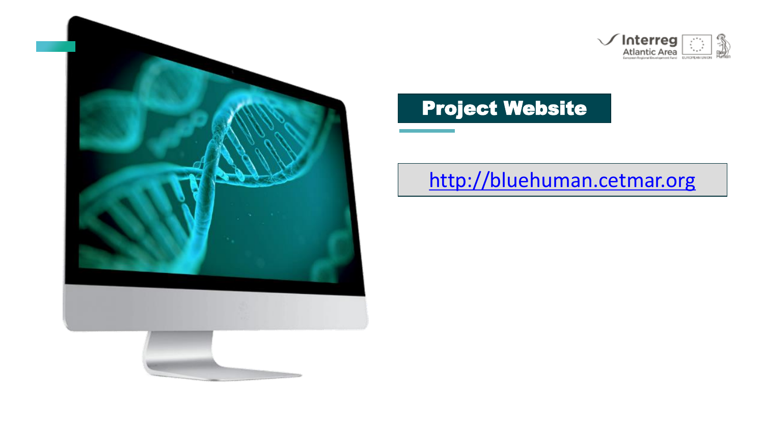## Project Website

http://bluehuman.cetmar.org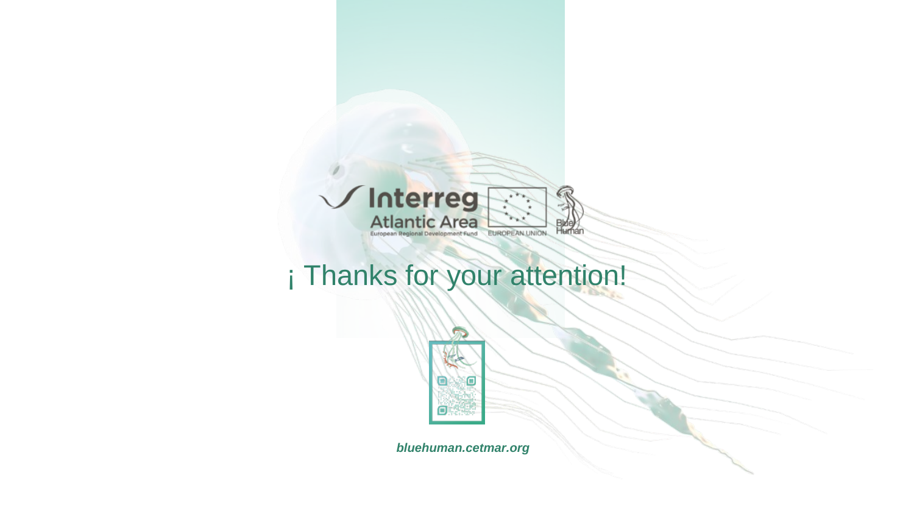Interreg Atlantic Area

European Regional Development Fund

EUROPEAN UNION

Blue Human

# ¡ Thanks for your attention!

***bluehuman.cetmar.org***